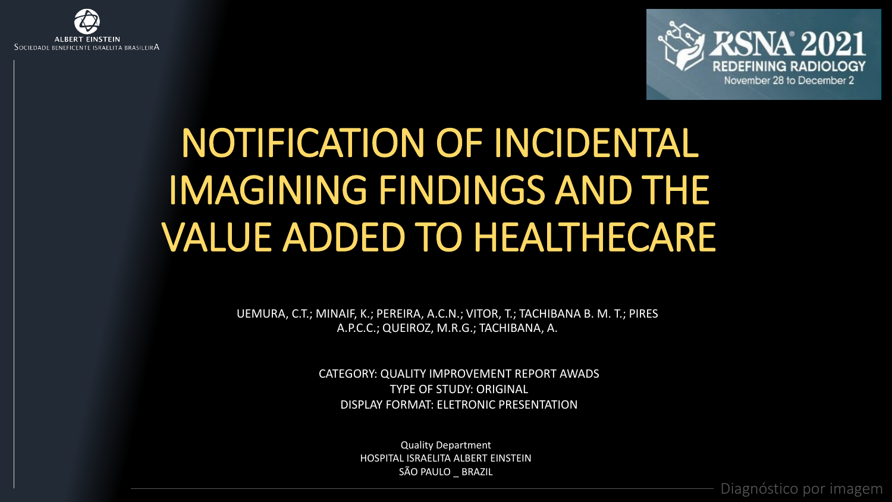ALBERT EINSTEIN
SOCIEDADE BENEFICENTE ISRAELITA BRASILEIRA

RSNA 2021
REDEFINING RADIOLOGY
November 28 to December 2

# NOTIFICATION OF INCIDENTAL IMAGINING FINDINGS AND THE VALUE ADDED TO HEALTHECARE

UEMURA, C.T.; MINAIF, K.; PEREIRA, A.C.N.; VITOR, T.; TACHIBANA B. M. T.; PIRES A.P.C.C.; QUEIROZ, M.R.G.; TACHIBANA, A.

CATEGORY: QUALITY IMPROVEMENT REPORT AWARDS
TYPE OF STUDY: ORIGINAL
DISPLAY FORMAT: ELETRONIC PRESENTATION

Quality Department
HOSPITAL ISRAELITA ALBERT EINSTEIN
SÃO PAULO _ BRAZIL

Diagnóstico por imagem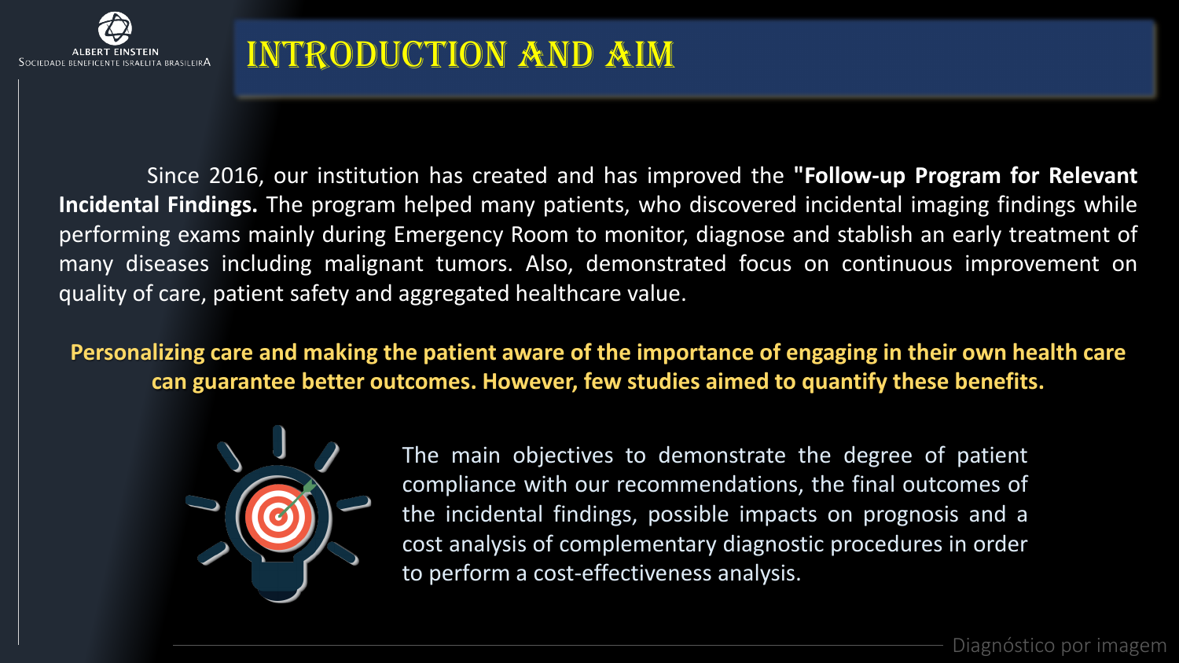# INTRODUCTION AND AIM

Since 2016, our institution has created and has improved the **"Follow-up Program for Relevant Incidental Findings.** The program helped many patients, who discovered incidental imaging findings while performing exams mainly during Emergency Room to monitor, diagnose and stablish an early treatment of many diseases including malignant tumors. Also, demonstrated focus on continuous improvement on quality of care, patient safety and aggregated healthcare value.

**Personalizing care and making the patient aware of the importance of engaging in their own health care can guarantee better outcomes. However, few studies aimed to quantify these benefits.**

The main objectives to demonstrate the degree of patient compliance with our recommendations, the final outcomes of the incidental findings, possible impacts on prognosis and a cost analysis of complementary diagnostic procedures in order to perform a cost-effectiveness analysis.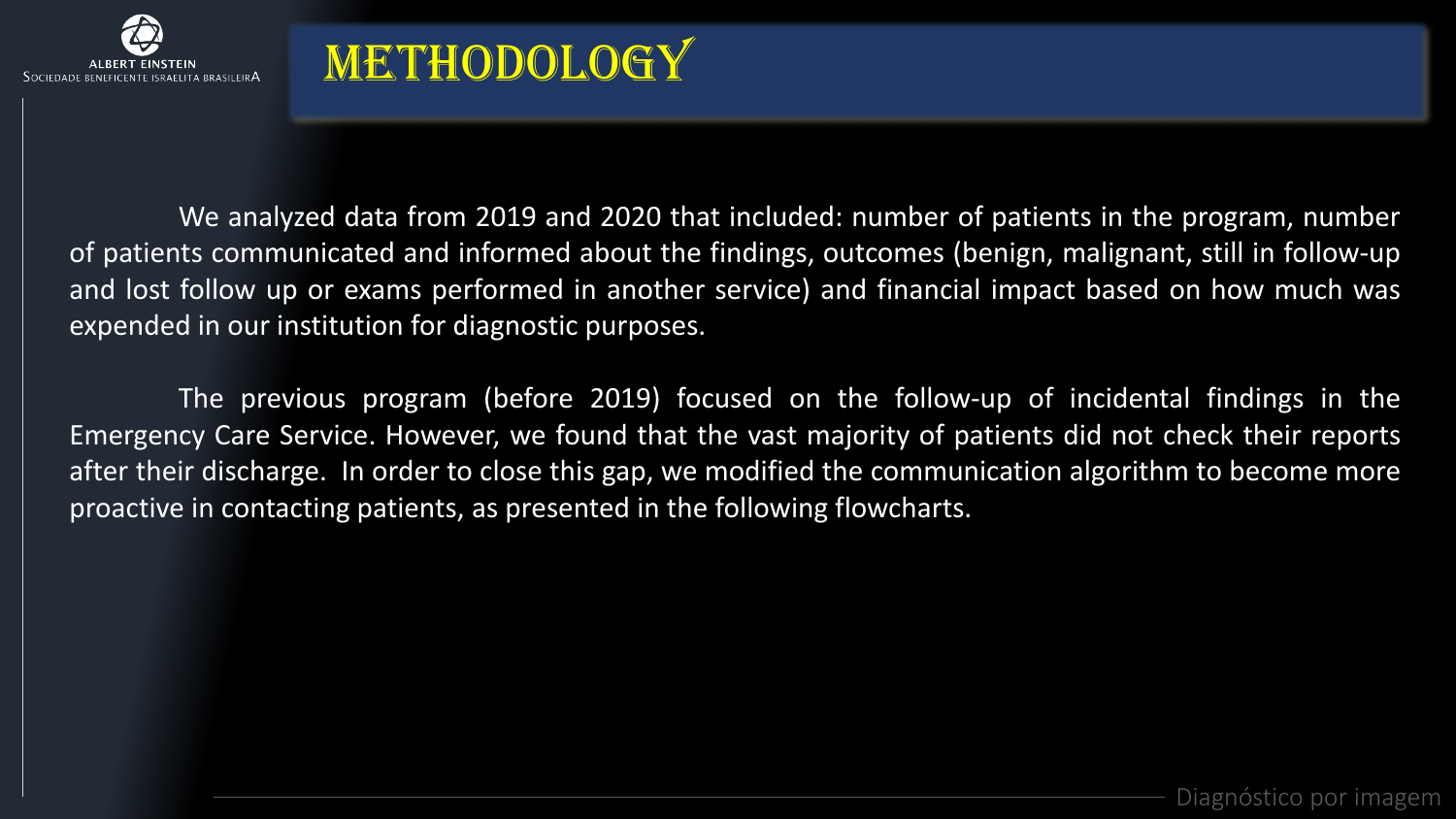# METHODOLOGY

We analyzed data from 2019 and 2020 that included: number of patients in the program, number of patients communicated and informed about the findings, outcomes (benign, malignant, still in follow-up and lost follow up or exams performed in another service) and financial impact based on how much was expended in our institution for diagnostic purposes.

The previous program (before 2019) focused on the follow-up of incidental findings in the Emergency Care Service. However, we found that the vast majority of patients did not check their reports after their discharge. In order to close this gap, we modified the communication algorithm to become more proactive in contacting patients, as presented in the following flowcharts.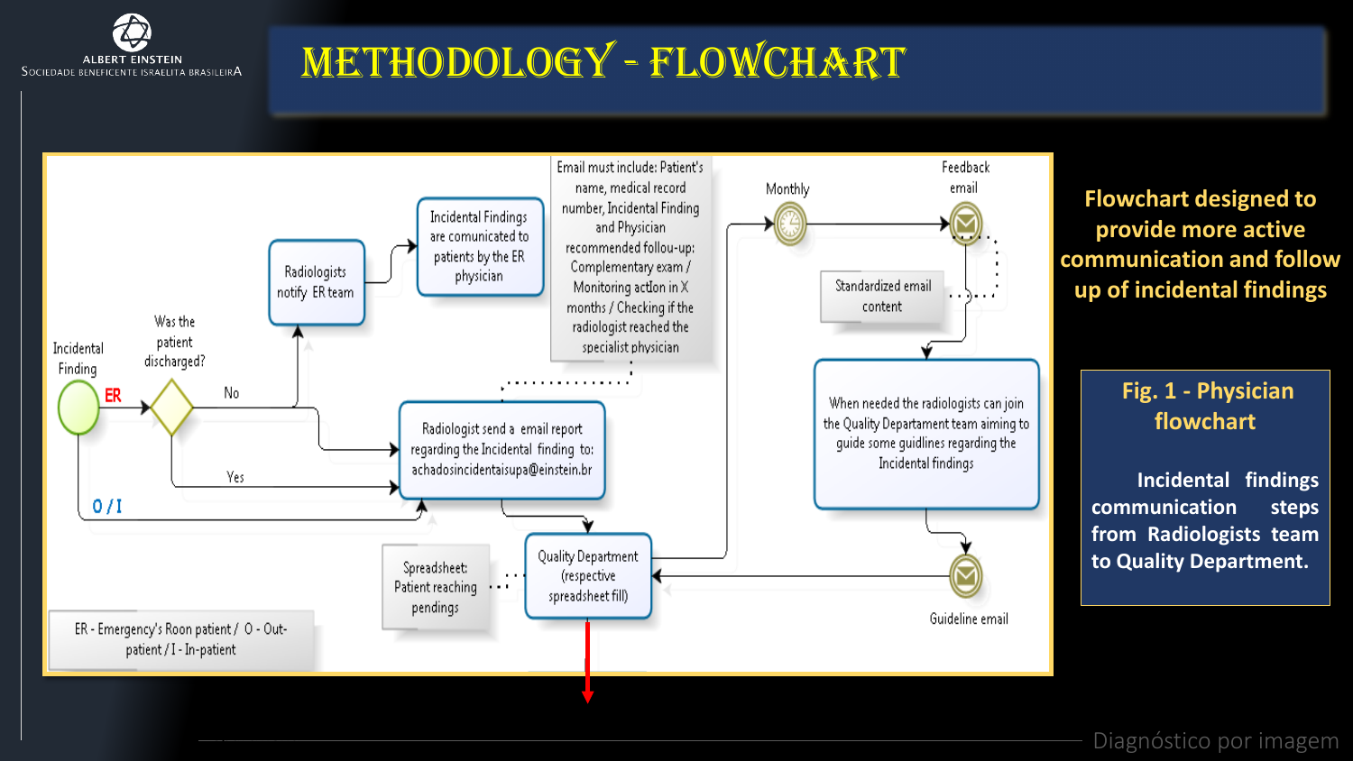# METHODOLOGY - FLOWCHART

Incidental Finding

ER

Was the patient discharged?

No

Yes

O / I

Radiologists notify ER team

Incidental Findings are communicated to patients by the ER physician

Email must include: Patient's name, medical record number, Incidental Finding and Physician recommended follou-up: Complementary exam / Monitoring action in X months / Checking if the radiologist reached the specialist physician

Radiologist send a email report regarding the Incidental finding to: achadosincidentaisupa@einstein.br

Quality Department (respective spreadsheet fill)

Spreadsheet: Patient reaching pendings

Monthly

Feedback email

Standardized email content

When needed the radiologists can join the Quality Departament team aiming to guide some guidlines regarding the Incidental findings

Guideline email

ER - Emergency's Roon patient / O - Out-patient / I - In-patient

**Flowchart designed to provide more active communication and follow up of incidental findings**

**Fig. 1 - Physician flowchart**

**Incidental findings communication steps from Radiologists team to Quality Department.**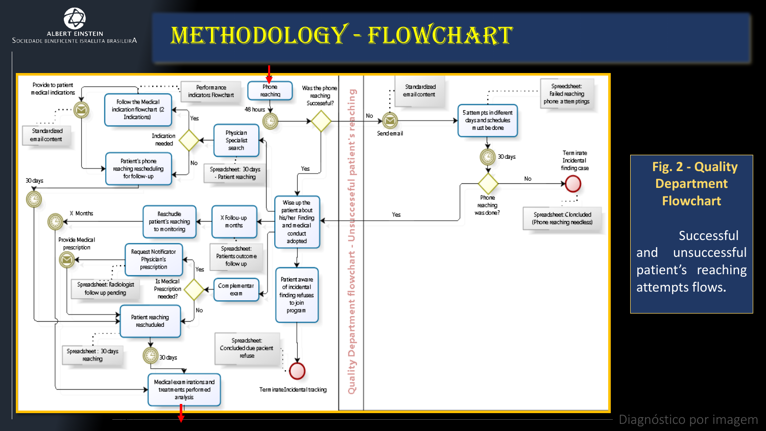# METHODOLOGY - FLOWCHART

Provide to patient medical indications

Follow the Medical indication flowchart (2 Indications)

Performance indicators Flowchart

Phone reaching

48 hours

Was the phone reaching Succeseful?

Standardized email content

Yes

Indication needed

Physician Specialist search

No

Patient's phone reaching rescheduling for follow-up

Spreadsheet: 30 days - Patient reaching

Yes

30 days

X Months

Reschudle patient's reaching to monitoring

X Follou-up months

Wise up the patient about his/her Finding and medical conduct adopted

Provide Medical prescription

Request Notificator Physician's prescription

Spreadsheet: Patients outcome follow up

Yes

Spreadsheet: Radiologist follow up pending

Is Medical Prescription needed?

Complementar exam

Patient aware of incidental finding refuses to join program

No

Patient reaching reschuduled

Spreadsheet: Concluded due pacient refuse

Spreadsheet : 30 days reaching

30 days

Medical examinations and treatments performed analysis

Terminate Incidental tracking

Quality Department flowchart - Unsuccesseful patient's reaching

No

Send email

Standardized email content

5 attempts in different days and schedules must be done

Spreadsheet: Failed reaching phone attemptings

30 days

Terminate Incidental finding case

No

Phone reaching was done?

Yes

Spreadsheet: Clonclued (Phone reaching needless)

**Fig. 2 - Quality Department Flowchart**

Successful and unsuccessful patient's reaching attempts flows.

Diagnóstico por imagem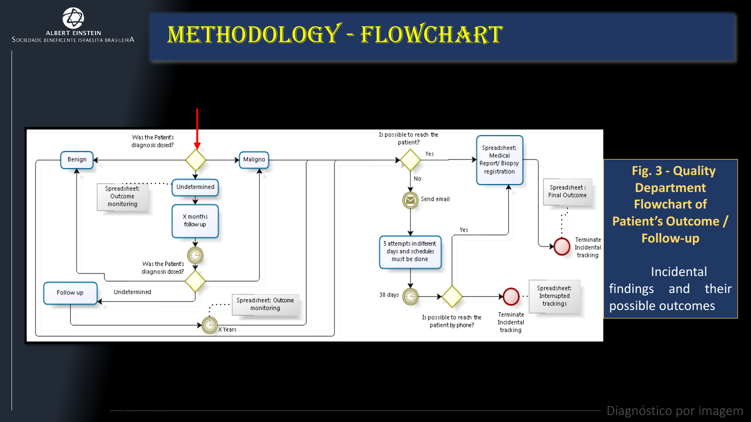# METHODOLOGY - FLOWCHART

Was the Patient's diagnosis dosed?

Benign

Maligno

Spreadsheet: Outcome monitoring

Undetermined

X months follow up

Was the Patient's diagnosis dosed?

Follow up

Undetermined

Spreadsheet: Outcome monitoring

X Years

Is possible to reach the patient?

Yes

No

Send email

5 attempts in diferent days and schedules must be done

30 days

Is possible to reach the patient by phone?

Yes

Spreadsheet: Medical Report/ Biopsy registration

Spreadsheet : Final Outcome

Terminate Incidental tracking

Terminate Incidental tracking

Spreadsheet: Interrupted trackings

**Fig. 3 - Quality Department Flowchart of Patient's Outcome / Follow-up**

Incidental findings and their possible outcomes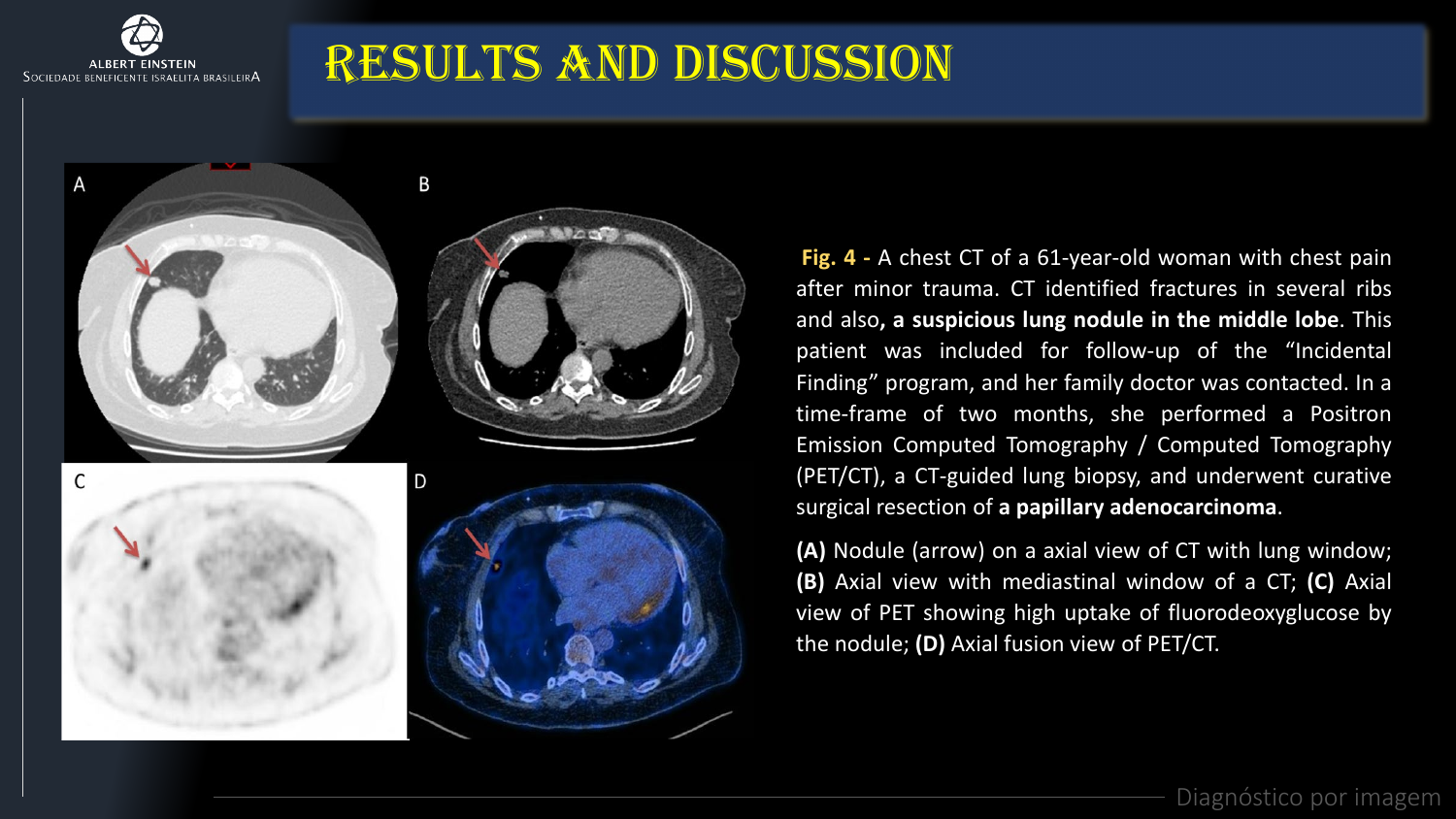# RESULTS AND DISCUSSION

**Fig. 4 -** A chest CT of a 61-year-old woman with chest pain after minor trauma. CT identified fractures in several ribs and also**, a suspicious lung nodule in the middle lobe**. This patient was included for follow-up of the "Incidental Finding" program, and her family doctor was contacted. In a time-frame of two months, she performed a Positron Emission Computed Tomography / Computed Tomography (PET/CT), a CT-guided lung biopsy, and underwent curative surgical resection of **a papillary adenocarcinoma**.

**(A)** Nodule (arrow) on a axial view of CT with lung window; **(B)** Axial view with mediastinal window of a CT; **(C)** Axial view of PET showing high uptake of fluorodeoxyglucose by the nodule; **(D)** Axial fusion view of PET/CT.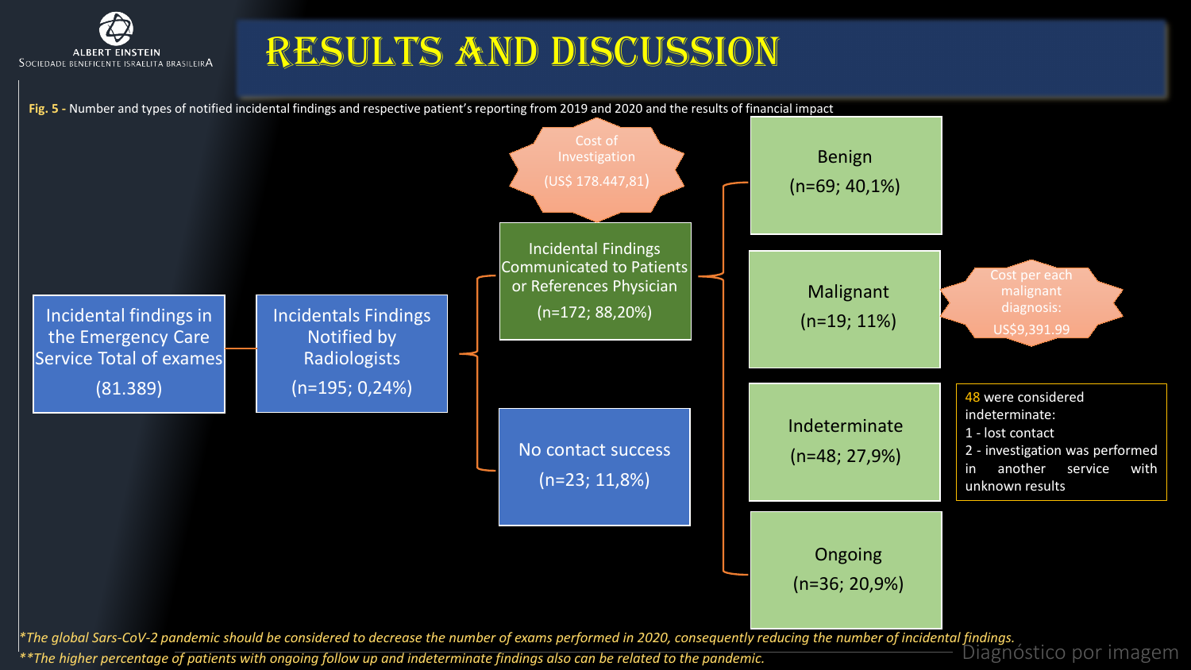# RESULTS AND DISCUSSION

**Fig. 5 -** Number and types of notified incidental findings and respective patient's reporting from 2019 and 2020 and the results of financial impact

Incidental findings in the Emergency Care Service Total of exames (81.389)

Incidentals Findings Notified by Radiologists (n=195; 0,24%)

Incidental Findings Communicated to Patients or References Physician (n=172; 88,20%)

Cost of Investigation (US$ 178.447,81)

No contact success (n=23; 11,8%)

Benign (n=69; 40,1%)

Malignant (n=19; 11%)

Cost per each malignant diagnosis: US$9,391.99

Indeterminate (n=48; 27,9%)

48 were considered indeterminate:
1 - lost contact
2 - investigation was performed in another service with unknown results

Ongoing (n=36; 20,9%)

*\*The global Sars-CoV-2 pandemic should be considered to decrease the number of exams performed in 2020, consequently reducing the number of incidental findings.*

*\*\*The higher percentage of patients with ongoing follow up and indeterminate findings also can be related to the pandemic.*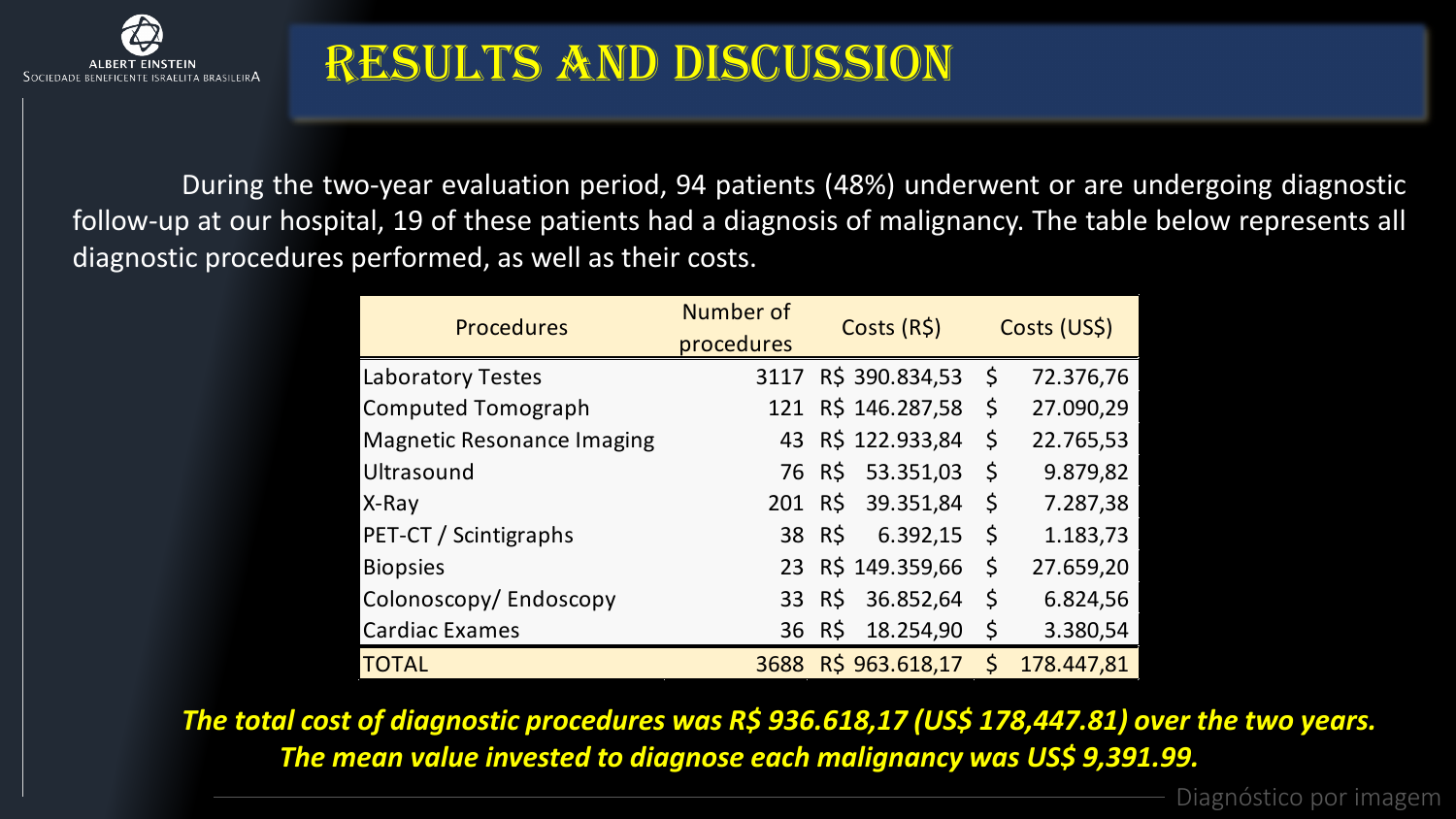# RESULTS AND DISCUSSION

During the two-year evaluation period, 94 patients (48%) underwent or are undergoing diagnostic follow-up at our hospital, 19 of these patients had a diagnosis of malignancy. The table below represents all diagnostic procedures performed, as well as their costs.

| Procedures | Number of procedures | Costs (R$) | Costs (US$) |
|---|---|---|---|
| Laboratory Testes | 3117 | R$ 390.834,53 | $ 72.376,76 |
| Computed Tomograph | 121 | R$ 146.287,58 | $ 27.090,29 |
| Magnetic Resonance Imaging | 43 | R$ 122.933,84 | $ 22.765,53 |
| Ultrasound | 76 | R$ 53.351,03 | $ 9.879,82 |
| X-Ray | 201 | R$ 39.351,84 | $ 7.287,38 |
| PET-CT / Scintigraphs | 38 | R$ 6.392,15 | $ 1.183,73 |
| Biopsies | 23 | R$ 149.359,66 | $ 27.659,20 |
| Colonoscopy/ Endoscopy | 33 | R$ 36.852,64 | $ 6.824,56 |
| Cardiac Exames | 36 | R$ 18.254,90 | $ 3.380,54 |
| TOTAL | 3688 | R$ 963.618,17 | $ 178.447,81 |

***The total cost of diagnostic procedures was R$ 936.618,17 (US$ 178,447.81) over the two years.***
***The mean value invested to diagnose each malignancy was US$ 9,391.99.***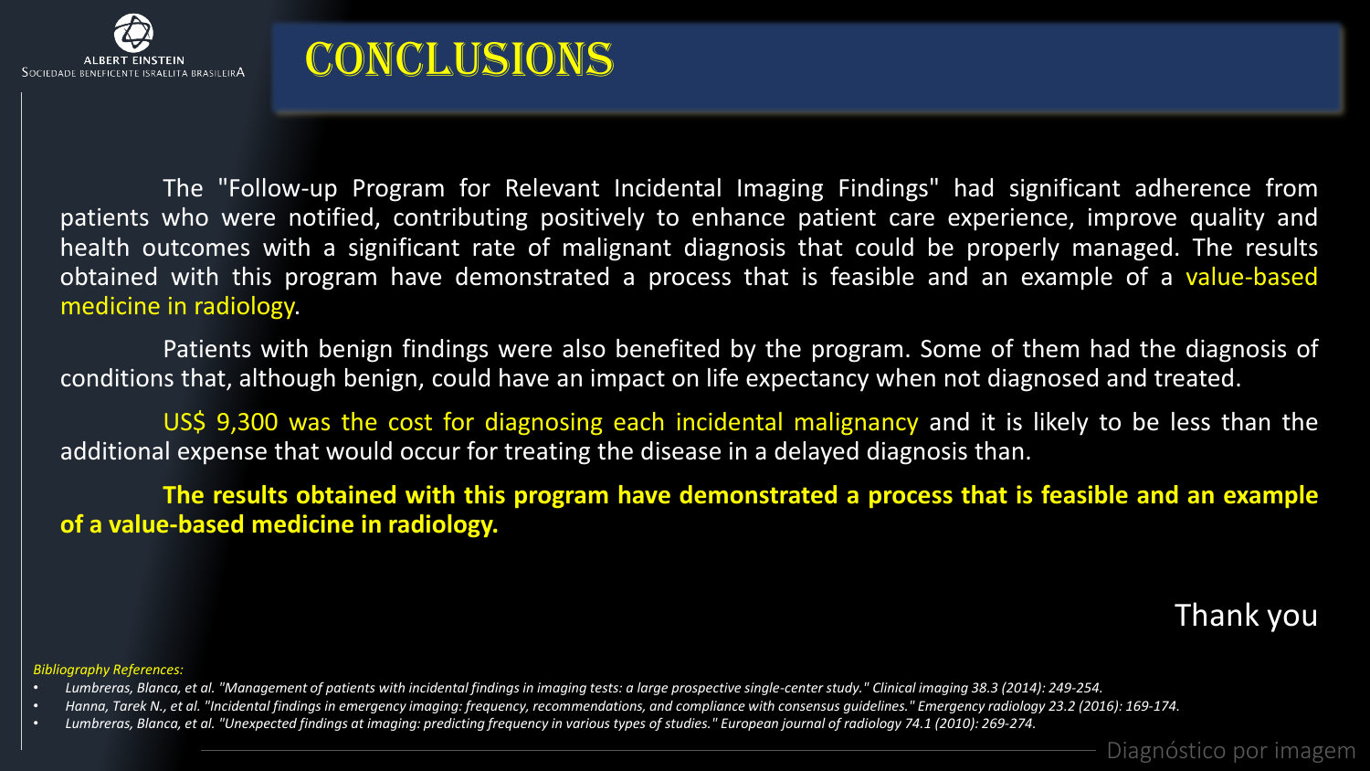# CONCLUSIONS

The "Follow-up Program for Relevant Incidental Imaging Findings" had significant adherence from patients who were notified, contributing positively to enhance patient care experience, improve quality and health outcomes with a significant rate of malignant diagnosis that could be properly managed. The results obtained with this program have demonstrated a process that is feasible and an example of a value-based medicine in radiology.

Patients with benign findings were also benefited by the program. Some of them had the diagnosis of conditions that, although benign, could have an impact on life expectancy when not diagnosed and treated.

US$ 9,300 was the cost for diagnosing each incidental malignancy and it is likely to be less than the additional expense that would occur for treating the disease in a delayed diagnosis than.

**The results obtained with this program have demonstrated a process that is feasible and an example of a value-based medicine in radiology.**

Thank you

*Bibliography References:*

- *Lumbreras, Blanca, et al. "Management of patients with incidental findings in imaging tests: a large prospective single-center study." Clinical imaging 38.3 (2014): 249-254.*
- *Hanna, Tarek N., et al. "Incidental findings in emergency imaging: frequency, recommendations, and compliance with consensus guidelines." Emergency radiology 23.2 (2016): 169-174.*
- *Lumbreras, Blanca, et al. "Unexpected findings at imaging: predicting frequency in various types of studies." European journal of radiology 74.1 (2010): 269-274.*